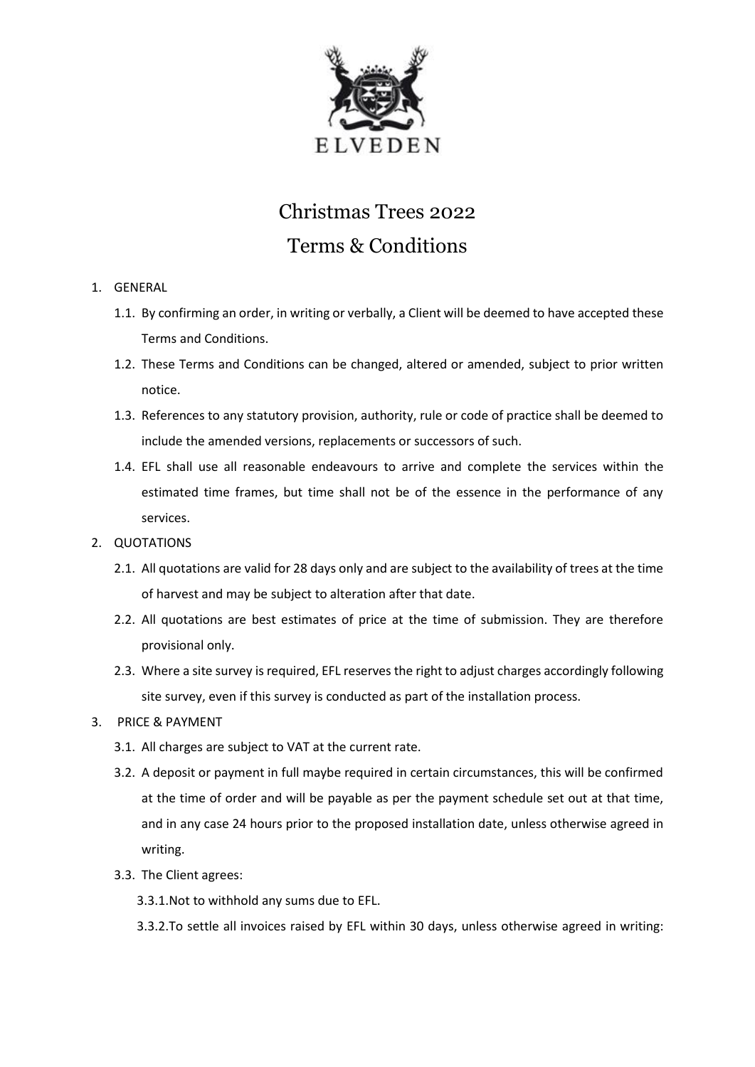ELVEDEN

# Christmas Trees 2022
# Terms & Conditions

1. GENERAL
   1.1. By confirming an order, in writing or verbally, a Client will be deemed to have accepted these Terms and Conditions.
   1.2. These Terms and Conditions can be changed, altered or amended, subject to prior written notice.
   1.3. References to any statutory provision, authority, rule or code of practice shall be deemed to include the amended versions, replacements or successors of such.
   1.4. EFL shall use all reasonable endeavours to arrive and complete the services within the estimated time frames, but time shall not be of the essence in the performance of any services.
2. QUOTATIONS
   2.1. All quotations are valid for 28 days only and are subject to the availability of trees at the time of harvest and may be subject to alteration after that date.
   2.2. All quotations are best estimates of price at the time of submission. They are therefore provisional only.
   2.3. Where a site survey is required, EFL reserves the right to adjust charges accordingly following site survey, even if this survey is conducted as part of the installation process.
3. PRICE & PAYMENT
   3.1. All charges are subject to VAT at the current rate.
   3.2. A deposit or payment in full maybe required in certain circumstances, this will be confirmed at the time of order and will be payable as per the payment schedule set out at that time, and in any case 24 hours prior to the proposed installation date, unless otherwise agreed in writing.
   3.3. The Client agrees:
      3.3.1. Not to withhold any sums due to EFL.
      3.3.2. To settle all invoices raised by EFL within 30 days, unless otherwise agreed in writing: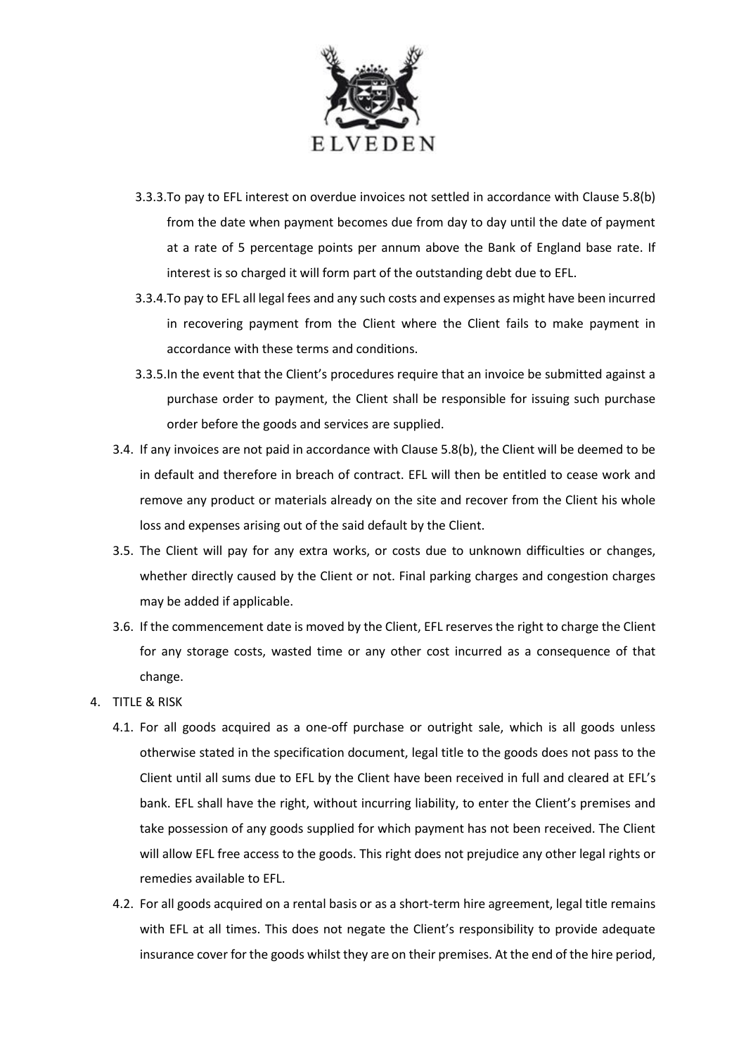- 3.3.3. To pay to EFL interest on overdue invoices not settled in accordance with Clause 5.8(b) from the date when payment becomes due from day to day until the date of payment at a rate of 5 percentage points per annum above the Bank of England base rate. If interest is so charged it will form part of the outstanding debt due to EFL.
- 3.3.4. To pay to EFL all legal fees and any such costs and expenses as might have been incurred in recovering payment from the Client where the Client fails to make payment in accordance with these terms and conditions.
- 3.3.5. In the event that the Client's procedures require that an invoice be submitted against a purchase order to payment, the Client shall be responsible for issuing such purchase order before the goods and services are supplied.

3.4. If any invoices are not paid in accordance with Clause 5.8(b), the Client will be deemed to be in default and therefore in breach of contract. EFL will then be entitled to cease work and remove any product or materials already on the site and recover from the Client his whole loss and expenses arising out of the said default by the Client.

3.5. The Client will pay for any extra works, or costs due to unknown difficulties or changes, whether directly caused by the Client or not. Final parking charges and congestion charges may be added if applicable.

3.6. If the commencement date is moved by the Client, EFL reserves the right to charge the Client for any storage costs, wasted time or any other cost incurred as a consequence of that change.

4. TITLE & RISK

4.1. For all goods acquired as a one-off purchase or outright sale, which is all goods unless otherwise stated in the specification document, legal title to the goods does not pass to the Client until all sums due to EFL by the Client have been received in full and cleared at EFL's bank. EFL shall have the right, without incurring liability, to enter the Client's premises and take possession of any goods supplied for which payment has not been received. The Client will allow EFL free access to the goods. This right does not prejudice any other legal rights or remedies available to EFL.

4.2. For all goods acquired on a rental basis or as a short-term hire agreement, legal title remains with EFL at all times. This does not negate the Client's responsibility to provide adequate insurance cover for the goods whilst they are on their premises. At the end of the hire period,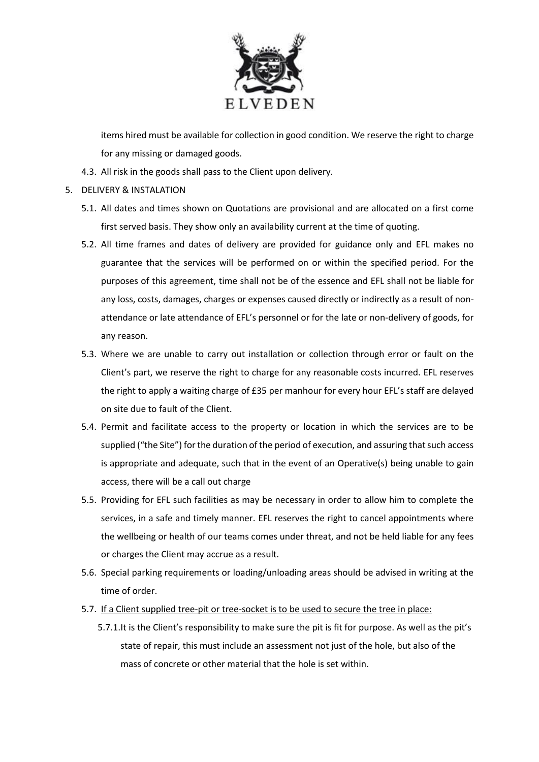items hired must be available for collection in good condition. We reserve the right to charge for any missing or damaged goods.

4.3. All risk in the goods shall pass to the Client upon delivery.

5. DELIVERY & INSTALATION

5.1. All dates and times shown on Quotations are provisional and are allocated on a first come first served basis. They show only an availability current at the time of quoting.

5.2. All time frames and dates of delivery are provided for guidance only and EFL makes no guarantee that the services will be performed on or within the specified period. For the purposes of this agreement, time shall not be of the essence and EFL shall not be liable for any loss, costs, damages, charges or expenses caused directly or indirectly as a result of non-attendance or late attendance of EFL's personnel or for the late or non-delivery of goods, for any reason.

5.3. Where we are unable to carry out installation or collection through error or fault on the Client's part, we reserve the right to charge for any reasonable costs incurred. EFL reserves the right to apply a waiting charge of £35 per manhour for every hour EFL's staff are delayed on site due to fault of the Client.

5.4. Permit and facilitate access to the property or location in which the services are to be supplied ("the Site") for the duration of the period of execution, and assuring that such access is appropriate and adequate, such that in the event of an Operative(s) being unable to gain access, there will be a call out charge

5.5. Providing for EFL such facilities as may be necessary in order to allow him to complete the services, in a safe and timely manner. EFL reserves the right to cancel appointments where the wellbeing or health of our teams comes under threat, and not be held liable for any fees or charges the Client may accrue as a result.

5.6. Special parking requirements or loading/unloading areas should be advised in writing at the time of order.

5.7. <u>If a Client supplied tree-pit or tree-socket is to be used to secure the tree in place:</u>

5.7.1. It is the Client's responsibility to make sure the pit is fit for purpose. As well as the pit's state of repair, this must include an assessment not just of the hole, but also of the mass of concrete or other material that the hole is set within.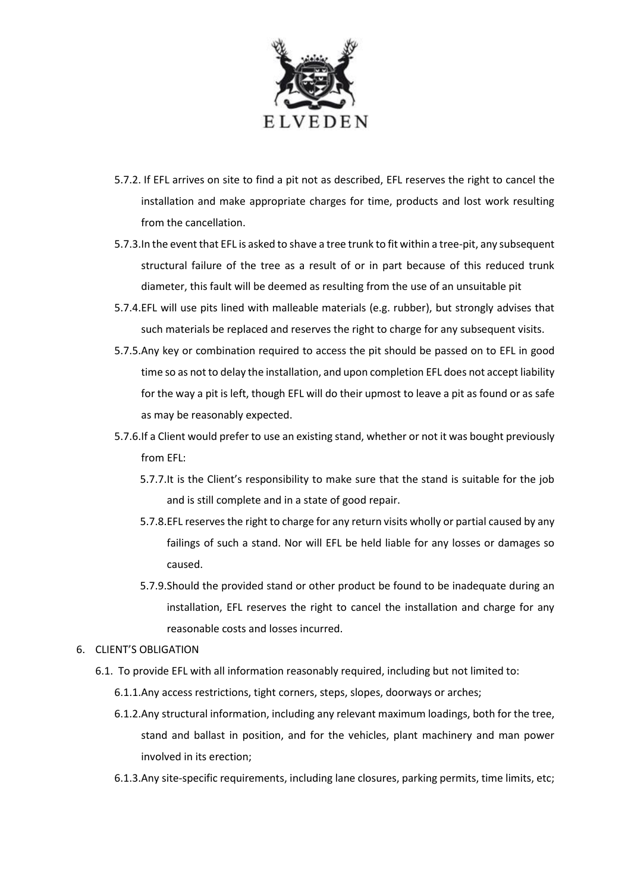5.7.2. If EFL arrives on site to find a pit not as described, EFL reserves the right to cancel the installation and make appropriate charges for time, products and lost work resulting from the cancellation.

5.7.3. In the event that EFL is asked to shave a tree trunk to fit within a tree-pit, any subsequent structural failure of the tree as a result of or in part because of this reduced trunk diameter, this fault will be deemed as resulting from the use of an unsuitable pit

5.7.4. EFL will use pits lined with malleable materials (e.g. rubber), but strongly advises that such materials be replaced and reserves the right to charge for any subsequent visits.

5.7.5. Any key or combination required to access the pit should be passed on to EFL in good time so as not to delay the installation, and upon completion EFL does not accept liability for the way a pit is left, though EFL will do their upmost to leave a pit as found or as safe as may be reasonably expected.

5.7.6. If a Client would prefer to use an existing stand, whether or not it was bought previously from EFL:

- 5.7.7. It is the Client's responsibility to make sure that the stand is suitable for the job and is still complete and in a state of good repair.
- 5.7.8. EFL reserves the right to charge for any return visits wholly or partial caused by any failings of such a stand. Nor will EFL be held liable for any losses or damages so caused.
- 5.7.9. Should the provided stand or other product be found to be inadequate during an installation, EFL reserves the right to cancel the installation and charge for any reasonable costs and losses incurred.

6. CLIENT'S OBLIGATION

6.1. To provide EFL with all information reasonably required, including but not limited to:

- 6.1.1. Any access restrictions, tight corners, steps, slopes, doorways or arches;
- 6.1.2. Any structural information, including any relevant maximum loadings, both for the tree, stand and ballast in position, and for the vehicles, plant machinery and man power involved in its erection;
- 6.1.3. Any site-specific requirements, including lane closures, parking permits, time limits, etc;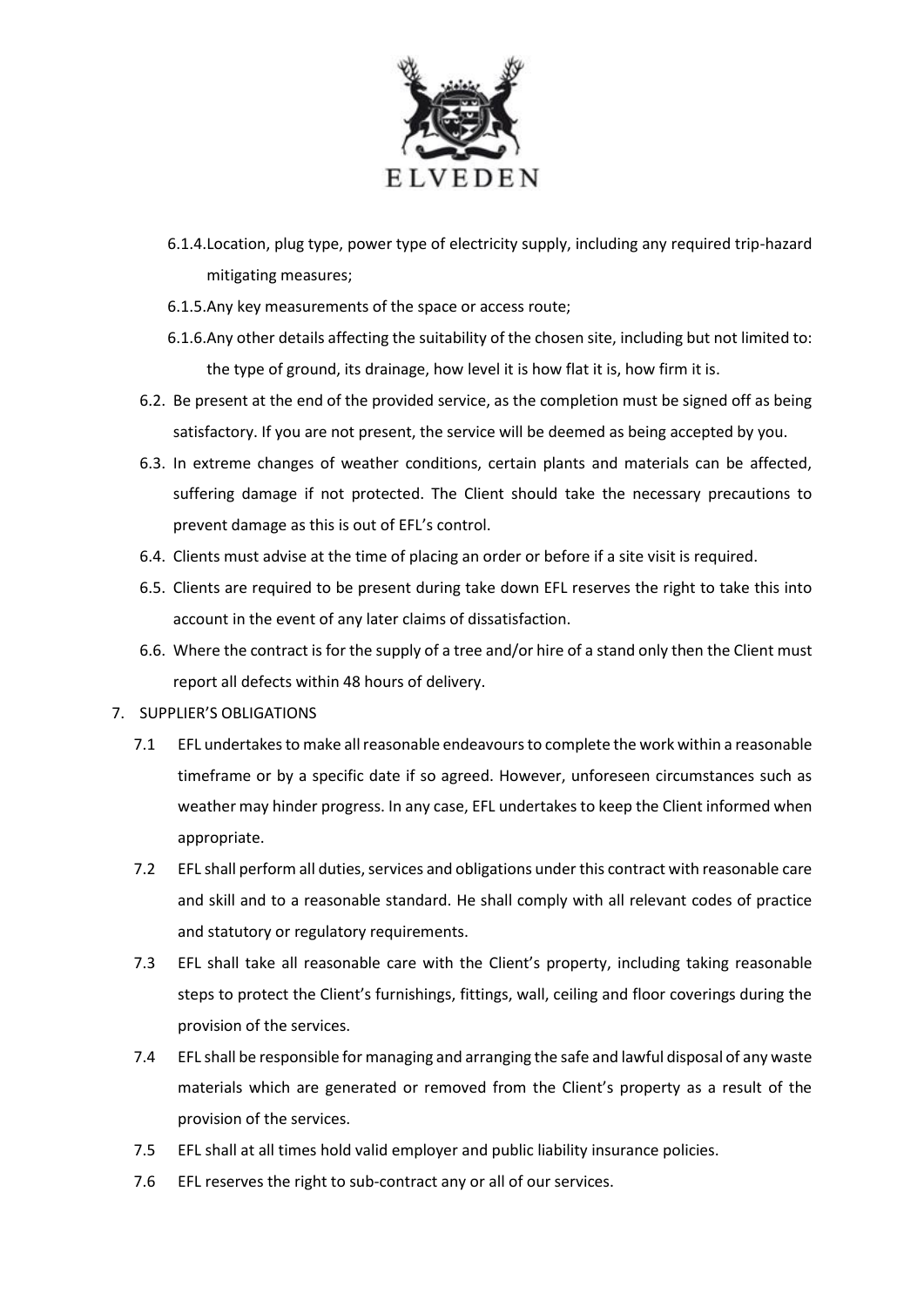- 6.1.4. Location, plug type, power type of electricity supply, including any required trip-hazard mitigating measures;
- 6.1.5. Any key measurements of the space or access route;
- 6.1.6. Any other details affecting the suitability of the chosen site, including but not limited to: the type of ground, its drainage, how level it is how flat it is, how firm it is.

6.2. Be present at the end of the provided service, as the completion must be signed off as being satisfactory. If you are not present, the service will be deemed as being accepted by you.

6.3. In extreme changes of weather conditions, certain plants and materials can be affected, suffering damage if not protected. The Client should take the necessary precautions to prevent damage as this is out of EFL's control.

6.4. Clients must advise at the time of placing an order or before if a site visit is required.

6.5. Clients are required to be present during take down EFL reserves the right to take this into account in the event of any later claims of dissatisfaction.

6.6. Where the contract is for the supply of a tree and/or hire of a stand only then the Client must report all defects within 48 hours of delivery.

7. SUPPLIER'S OBLIGATIONS

7.1 EFL undertakes to make all reasonable endeavours to complete the work within a reasonable timeframe or by a specific date if so agreed. However, unforeseen circumstances such as weather may hinder progress. In any case, EFL undertakes to keep the Client informed when appropriate.

7.2 EFL shall perform all duties, services and obligations under this contract with reasonable care and skill and to a reasonable standard. He shall comply with all relevant codes of practice and statutory or regulatory requirements.

7.3 EFL shall take all reasonable care with the Client's property, including taking reasonable steps to protect the Client's furnishings, fittings, wall, ceiling and floor coverings during the provision of the services.

7.4 EFL shall be responsible for managing and arranging the safe and lawful disposal of any waste materials which are generated or removed from the Client's property as a result of the provision of the services.

7.5 EFL shall at all times hold valid employer and public liability insurance policies.

7.6 EFL reserves the right to sub-contract any or all of our services.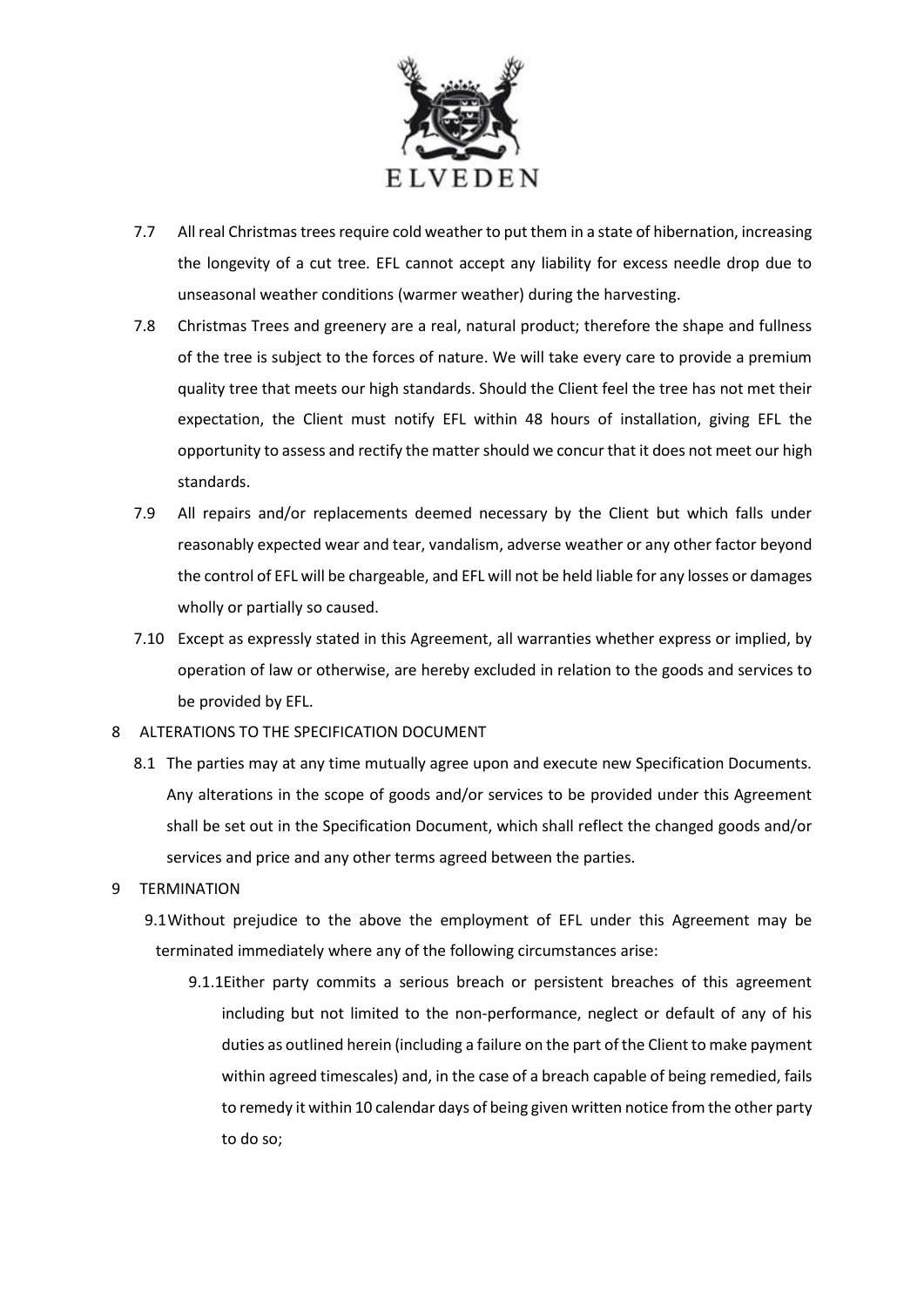7.7 All real Christmas trees require cold weather to put them in a state of hibernation, increasing the longevity of a cut tree. EFL cannot accept any liability for excess needle drop due to unseasonal weather conditions (warmer weather) during the harvesting.

7.8 Christmas Trees and greenery are a real, natural product; therefore the shape and fullness of the tree is subject to the forces of nature. We will take every care to provide a premium quality tree that meets our high standards. Should the Client feel the tree has not met their expectation, the Client must notify EFL within 48 hours of installation, giving EFL the opportunity to assess and rectify the matter should we concur that it does not meet our high standards.

7.9 All repairs and/or replacements deemed necessary by the Client but which falls under reasonably expected wear and tear, vandalism, adverse weather or any other factor beyond the control of EFL will be chargeable, and EFL will not be held liable for any losses or damages wholly or partially so caused.

7.10 Except as expressly stated in this Agreement, all warranties whether express or implied, by operation of law or otherwise, are hereby excluded in relation to the goods and services to be provided by EFL.

8 ALTERATIONS TO THE SPECIFICATION DOCUMENT

8.1 The parties may at any time mutually agree upon and execute new Specification Documents. Any alterations in the scope of goods and/or services to be provided under this Agreement shall be set out in the Specification Document, which shall reflect the changed goods and/or services and price and any other terms agreed between the parties.

9 TERMINATION

9.1 Without prejudice to the above the employment of EFL under this Agreement may be terminated immediately where any of the following circumstances arise:

9.1.1 Either party commits a serious breach or persistent breaches of this agreement including but not limited to the non-performance, neglect or default of any of his duties as outlined herein (including a failure on the part of the Client to make payment within agreed timescales) and, in the case of a breach capable of being remedied, fails to remedy it within 10 calendar days of being given written notice from the other party to do so;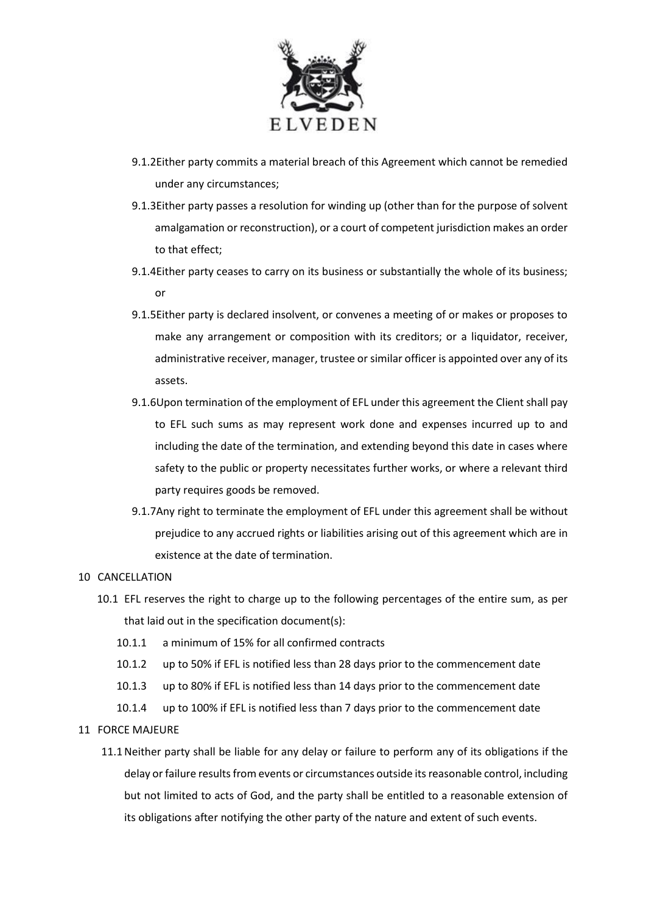- 9.1.2 Either party commits a material breach of this Agreement which cannot be remedied under any circumstances;
- 9.1.3 Either party passes a resolution for winding up (other than for the purpose of solvent amalgamation or reconstruction), or a court of competent jurisdiction makes an order to that effect;
- 9.1.4 Either party ceases to carry on its business or substantially the whole of its business; or
- 9.1.5 Either party is declared insolvent, or convenes a meeting of or makes or proposes to make any arrangement or composition with its creditors; or a liquidator, receiver, administrative receiver, manager, trustee or similar officer is appointed over any of its assets.
- 9.1.6 Upon termination of the employment of EFL under this agreement the Client shall pay to EFL such sums as may represent work done and expenses incurred up to and including the date of the termination, and extending beyond this date in cases where safety to the public or property necessitates further works, or where a relevant third party requires goods be removed.
- 9.1.7 Any right to terminate the employment of EFL under this agreement shall be without prejudice to any accrued rights or liabilities arising out of this agreement which are in existence at the date of termination.

## 10 CANCELLATION

10.1 EFL reserves the right to charge up to the following percentages of the entire sum, as per that laid out in the specification document(s):

- 10.1.1 a minimum of 15% for all confirmed contracts
- 10.1.2 up to 50% if EFL is notified less than 28 days prior to the commencement date
- 10.1.3 up to 80% if EFL is notified less than 14 days prior to the commencement date
- 10.1.4 up to 100% if EFL is notified less than 7 days prior to the commencement date

## 11 FORCE MAJEURE

11.1 Neither party shall be liable for any delay or failure to perform any of its obligations if the delay or failure results from events or circumstances outside its reasonable control, including but not limited to acts of God, and the party shall be entitled to a reasonable extension of its obligations after notifying the other party of the nature and extent of such events.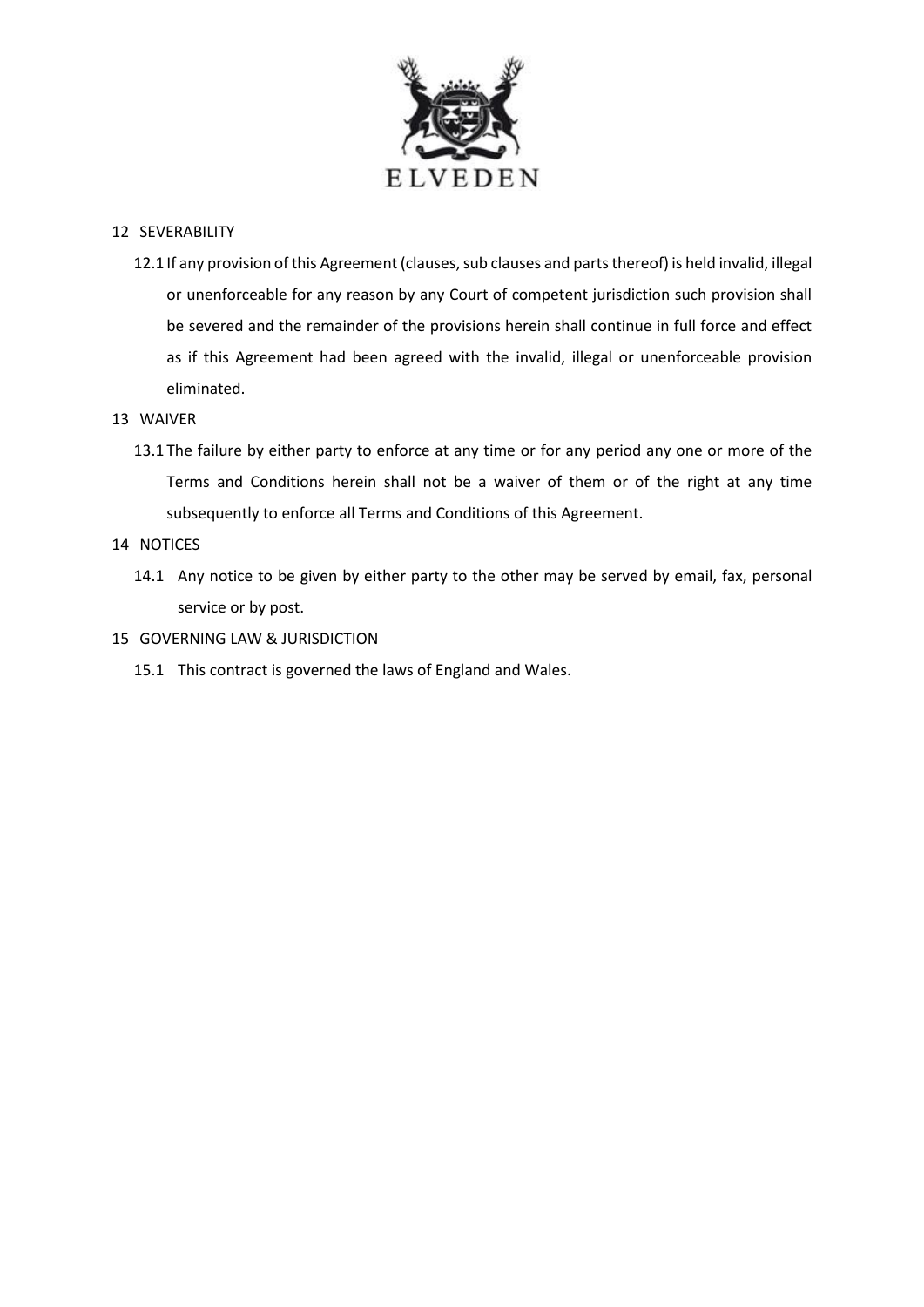12 SEVERABILITY

12.1 If any provision of this Agreement (clauses, sub clauses and parts thereof) is held invalid, illegal or unenforceable for any reason by any Court of competent jurisdiction such provision shall be severed and the remainder of the provisions herein shall continue in full force and effect as if this Agreement had been agreed with the invalid, illegal or unenforceable provision eliminated.

13 WAIVER

13.1 The failure by either party to enforce at any time or for any period any one or more of the Terms and Conditions herein shall not be a waiver of them or of the right at any time subsequently to enforce all Terms and Conditions of this Agreement.

14 NOTICES

14.1 Any notice to be given by either party to the other may be served by email, fax, personal service or by post.

15 GOVERNING LAW & JURISDICTION

15.1 This contract is governed the laws of England and Wales.